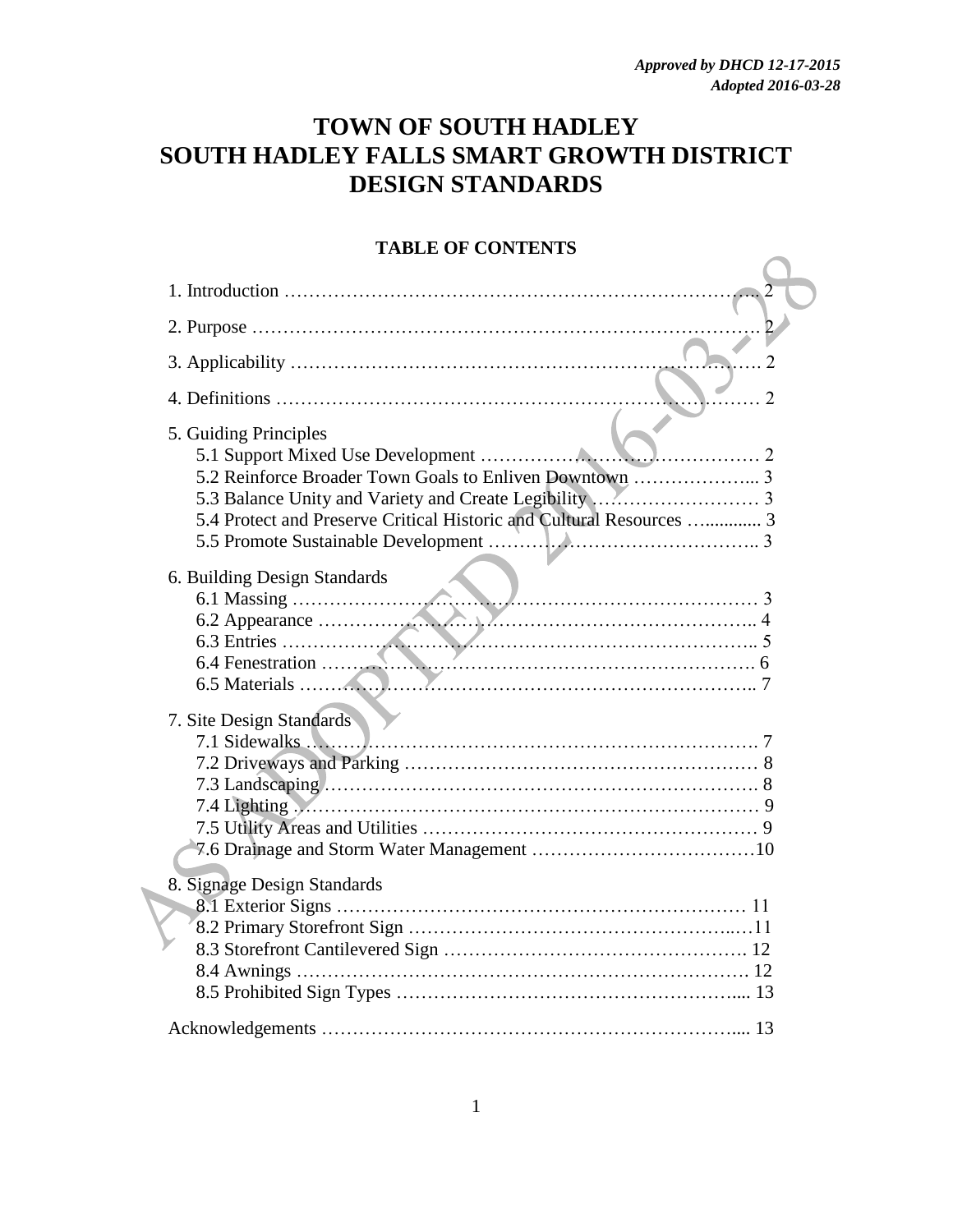*Approved by DHCD 12-17-2015*
*Adopted 2016-03-28*

# TOWN OF SOUTH HADLEY
# SOUTH HADLEY FALLS SMART GROWTH DISTRICT
# DESIGN STANDARDS

## TABLE OF CONTENTS

1. Introduction …… 2

2. Purpose …… 2

3. Applicability …… 2

4. Definitions …… 2

5. Guiding Principles
   - 5.1 Support Mixed Use Development …… 2
   - 5.2 Reinforce Broader Town Goals to Enliven Downtown …… 3
   - 5.3 Balance Unity and Variety and Create Legibility …… 3
   - 5.4 Protect and Preserve Critical Historic and Cultural Resources …… 3
   - 5.5 Promote Sustainable Development …… 3

6. Building Design Standards
   - 6.1 Massing …… 3
   - 6.2 Appearance …… 4
   - 6.3 Entries …… 5
   - 6.4 Fenestration …… 6
   - 6.5 Materials …… 7

7. Site Design Standards
   - 7.1 Sidewalks …… 7
   - 7.2 Driveways and Parking …… 8
   - 7.3 Landscaping …… 8
   - 7.4 Lighting …… 9
   - 7.5 Utility Areas and Utilities …… 9
   - 7.6 Drainage and Storm Water Management …… 10

8. Signage Design Standards
   - 8.1 Exterior Signs …… 11
   - 8.2 Primary Storefront Sign …… 11
   - 8.3 Storefront Cantilevered Sign …… 12
   - 8.4 Awnings …… 12
   - 8.5 Prohibited Sign Types …… 13

Acknowledgements …… 13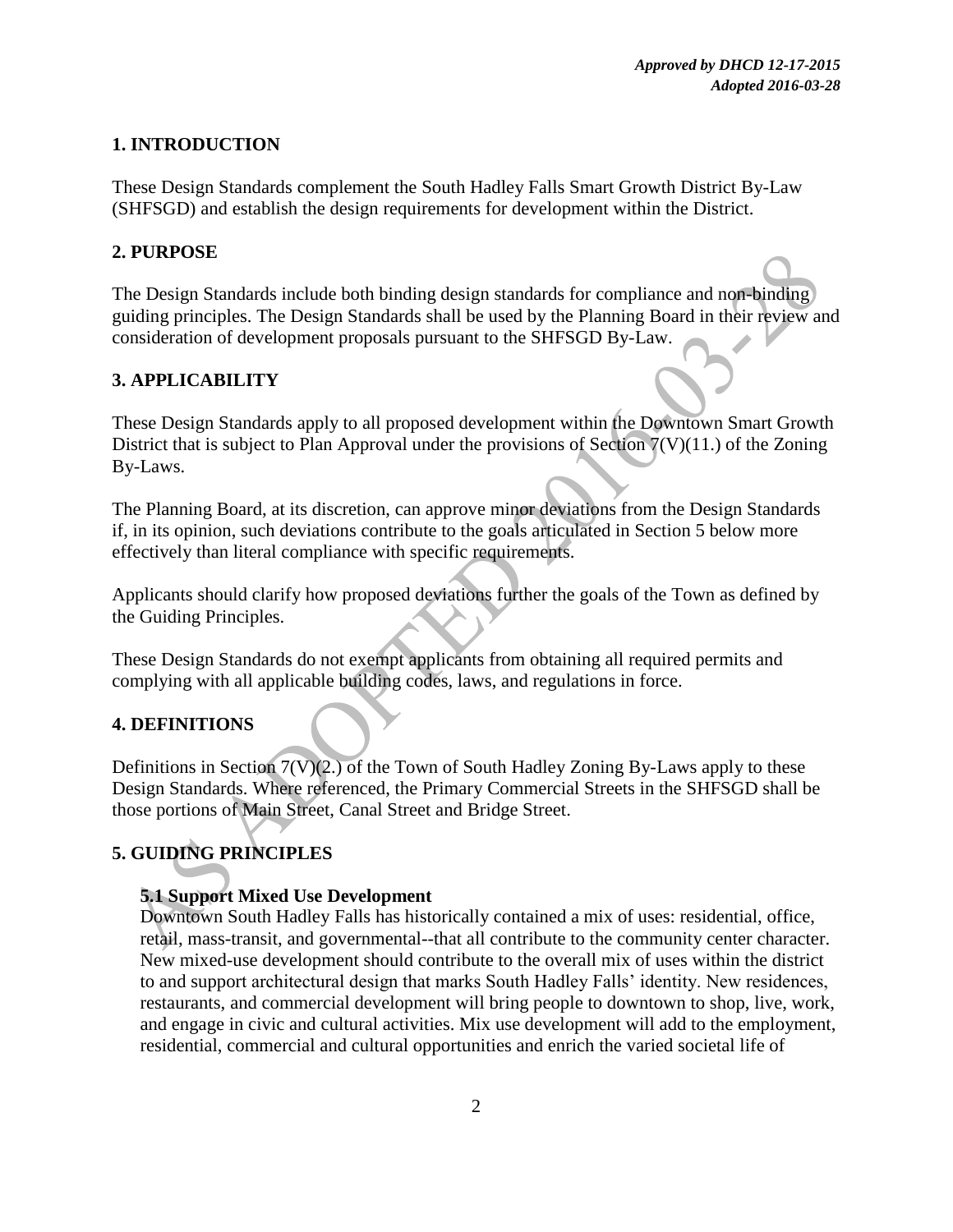*Approved by DHCD 12-17-2015*
*Adopted 2016-03-28*

## 1. INTRODUCTION

These Design Standards complement the South Hadley Falls Smart Growth District By-Law (SHFSGD) and establish the design requirements for development within the District.

## 2. PURPOSE

The Design Standards include both binding design standards for compliance and non-binding guiding principles. The Design Standards shall be used by the Planning Board in their review and consideration of development proposals pursuant to the SHFSGD By-Law.

## 3. APPLICABILITY

These Design Standards apply to all proposed development within the Downtown Smart Growth District that is subject to Plan Approval under the provisions of Section 7(V)(11.) of the Zoning By-Laws.

The Planning Board, at its discretion, can approve minor deviations from the Design Standards if, in its opinion, such deviations contribute to the goals articulated in Section 5 below more effectively than literal compliance with specific requirements.

Applicants should clarify how proposed deviations further the goals of the Town as defined by the Guiding Principles.

These Design Standards do not exempt applicants from obtaining all required permits and complying with all applicable building codes, laws, and regulations in force.

## 4. DEFINITIONS

Definitions in Section 7(V)(2.) of the Town of South Hadley Zoning By-Laws apply to these Design Standards. Where referenced, the Primary Commercial Streets in the SHFSGD shall be those portions of Main Street, Canal Street and Bridge Street.

## 5. GUIDING PRINCIPLES

### 5.1 Support Mixed Use Development

Downtown South Hadley Falls has historically contained a mix of uses: residential, office, retail, mass-transit, and governmental--that all contribute to the community center character. New mixed-use development should contribute to the overall mix of uses within the district to and support architectural design that marks South Hadley Falls' identity. New residences, restaurants, and commercial development will bring people to downtown to shop, live, work, and engage in civic and cultural activities. Mix use development will add to the employment, residential, commercial and cultural opportunities and enrich the varied societal life of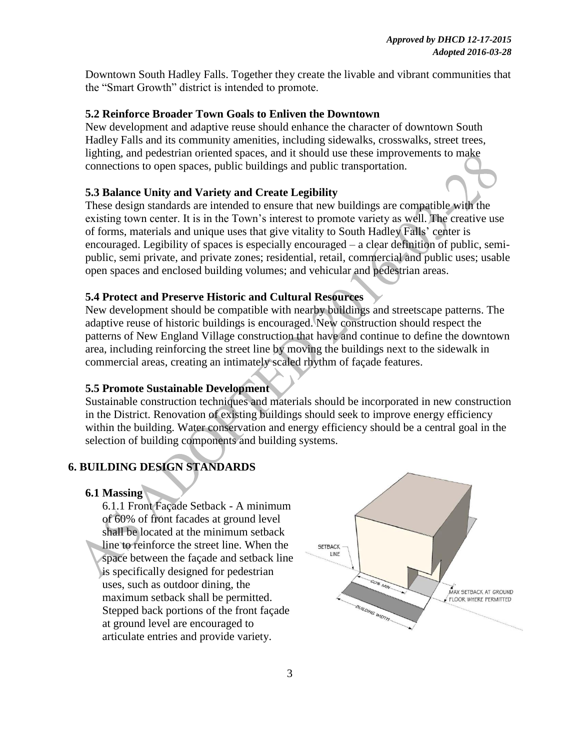Downtown South Hadley Falls. Together they create the livable and vibrant communities that the "Smart Growth" district is intended to promote.

### 5.2 Reinforce Broader Town Goals to Enliven the Downtown

New development and adaptive reuse should enhance the character of downtown South Hadley Falls and its community amenities, including sidewalks, crosswalks, street trees, lighting, and pedestrian oriented spaces, and it should use these improvements to make connections to open spaces, public buildings and public transportation.

### 5.3 Balance Unity and Variety and Create Legibility

These design standards are intended to ensure that new buildings are compatible with the existing town center. It is in the Town's interest to promote variety as well. The creative use of forms, materials and unique uses that give vitality to South Hadley Falls' center is encouraged. Legibility of spaces is especially encouraged – a clear definition of public, semi-public, semi private, and private zones; residential, retail, commercial and public uses; usable open spaces and enclosed building volumes; and vehicular and pedestrian areas.

### 5.4 Protect and Preserve Historic and Cultural Resources

New development should be compatible with nearby buildings and streetscape patterns. The adaptive reuse of historic buildings is encouraged. New construction should respect the patterns of New England Village construction that have and continue to define the downtown area, including reinforcing the street line by moving the buildings next to the sidewalk in commercial areas, creating an intimately scaled rhythm of façade features.

### 5.5 Promote Sustainable Development

Sustainable construction techniques and materials should be incorporated in new construction in the District. Renovation of existing buildings should seek to improve energy efficiency within the building. Water conservation and energy efficiency should be a central goal in the selection of building components and building systems.

## 6. BUILDING DESIGN STANDARDS

### 6.1 Massing

6.1.1 Front Façade Setback - A minimum of 60% of front facades at ground level shall be located at the minimum setback line to reinforce the street line. When the space between the façade and setback line is specifically designed for pedestrian uses, such as outdoor dining, the maximum setback shall be permitted. Stepped back portions of the front façade at ground level are encouraged to articulate entries and provide variety.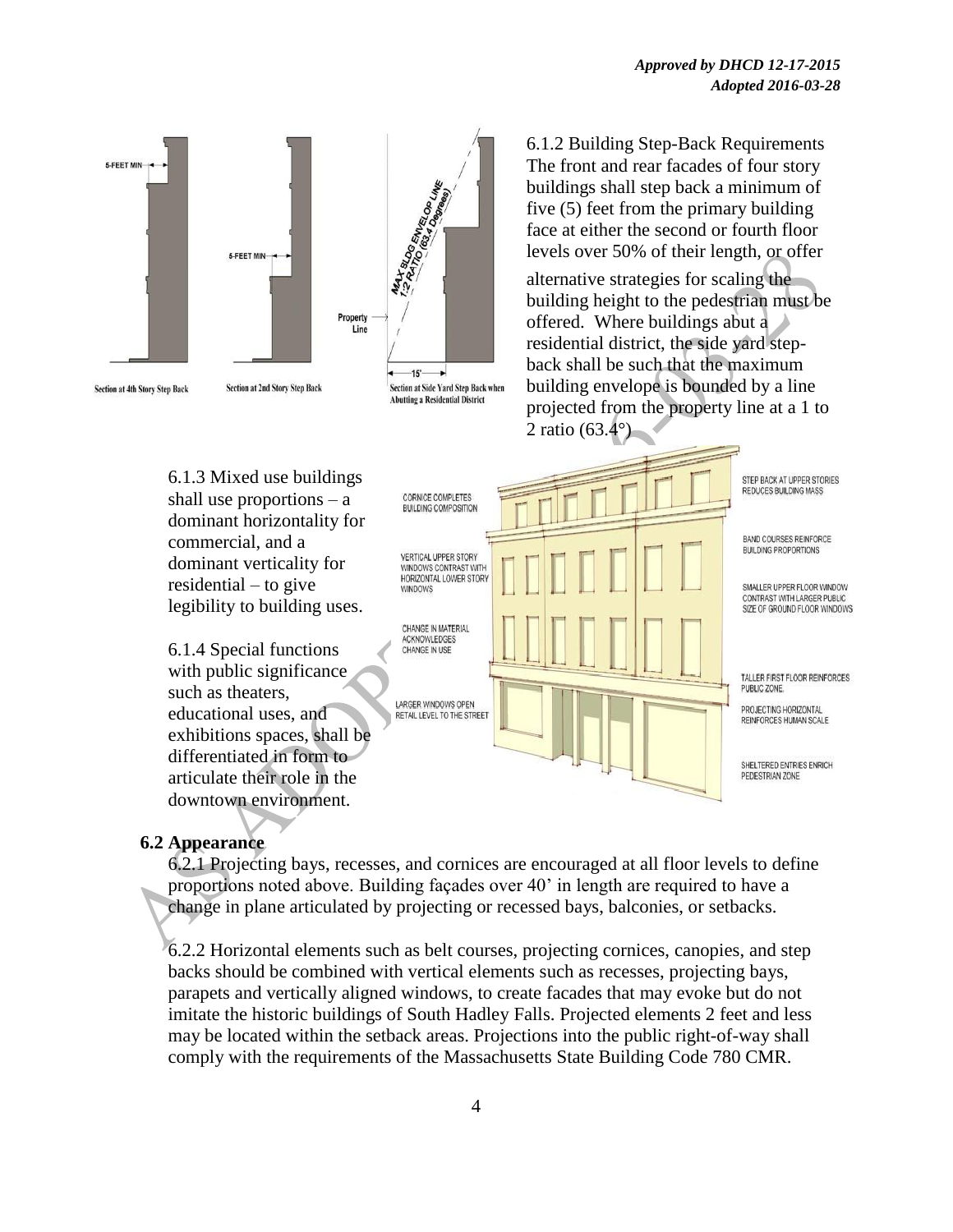*Approved by DHCD 12-17-2015*
*Adopted 2016-03-28*

6.1.2 Building Step-Back Requirements The front and rear facades of four story buildings shall step back a minimum of five (5) feet from the primary building face at either the second or fourth floor levels over 50% of their length, or offer alternative strategies for scaling the building height to the pedestrian must be offered. Where buildings abut a residential district, the side yard step-back shall be such that the maximum building envelope is bounded by a line projected from the property line at a 1 to 2 ratio (63.4°).

6.1.3 Mixed use buildings shall use proportions – a dominant horizontality for commercial, and a dominant verticality for residential – to give legibility to building uses.

6.1.4 Special functions with public significance such as theaters, educational uses, and exhibitions spaces, shall be differentiated in form to articulate their role in the downtown environment.

**6.2 Appearance**

6.2.1 Projecting bays, recesses, and cornices are encouraged at all floor levels to define proportions noted above. Building façades over 40' in length are required to have a change in plane articulated by projecting or recessed bays, balconies, or setbacks.

6.2.2 Horizontal elements such as belt courses, projecting cornices, canopies, and step backs should be combined with vertical elements such as recesses, projecting bays, parapets and vertically aligned windows, to create facades that may evoke but do not imitate the historic buildings of South Hadley Falls. Projected elements 2 feet and less may be located within the setback areas. Projections into the public right-of-way shall comply with the requirements of the Massachusetts State Building Code 780 CMR.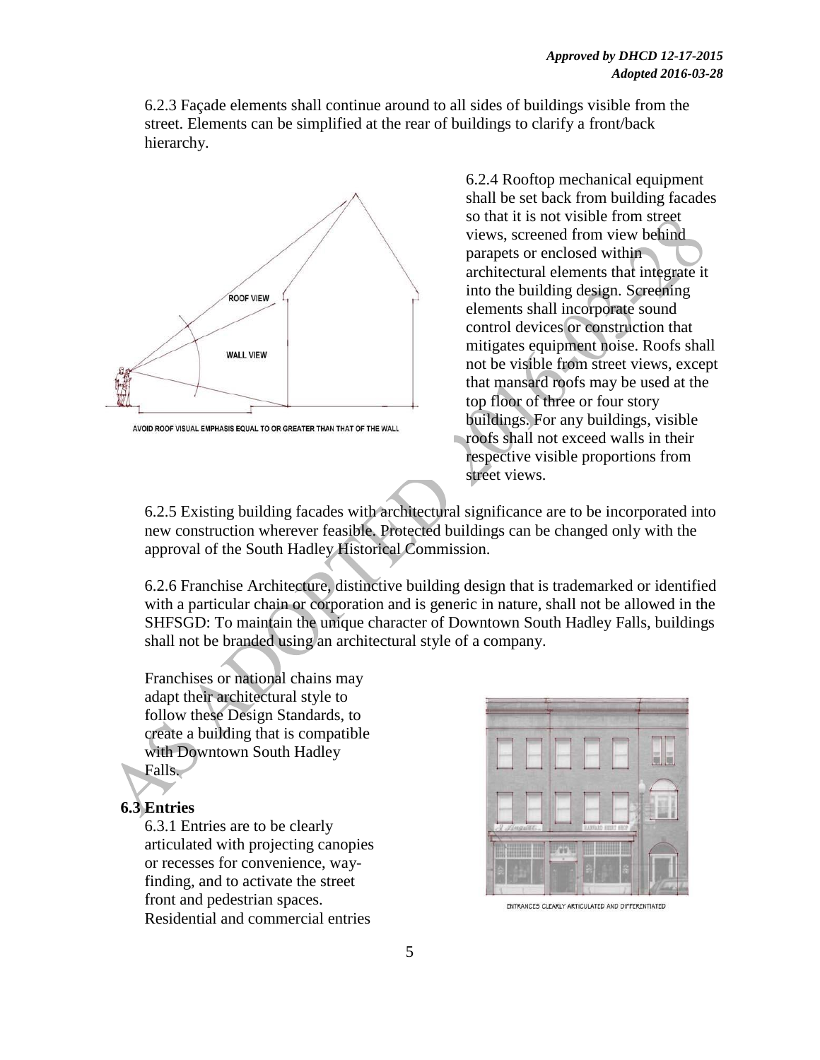*Approved by DHCD 12-17-2015*
*Adopted 2016-03-28*

6.2.3 Façade elements shall continue around to all sides of buildings visible from the street. Elements can be simplified at the rear of buildings to clarify a front/back hierarchy.

AVOID ROOF VISUAL EMPHASIS EQUAL TO OR GREATER THAN THAT OF THE WALL

6.2.4 Rooftop mechanical equipment shall be set back from building facades so that it is not visible from street views, screened from view behind parapets or enclosed within architectural elements that integrate it into the building design. Screening elements shall incorporate sound control devices or construction that mitigates equipment noise. Roofs shall not be visible from street views, except that mansard roofs may be used at the top floor of three or four story buildings. For any buildings, visible roofs shall not exceed walls in their respective visible proportions from street views.

6.2.5 Existing building facades with architectural significance are to be incorporated into new construction wherever feasible. Protected buildings can be changed only with the approval of the South Hadley Historical Commission.

6.2.6 Franchise Architecture, distinctive building design that is trademarked or identified with a particular chain or corporation and is generic in nature, shall not be allowed in the SHFSGD: To maintain the unique character of Downtown South Hadley Falls, buildings shall not be branded using an architectural style of a company.

Franchises or national chains may adapt their architectural style to follow these Design Standards, to create a building that is compatible with Downtown South Hadley Falls.

**6.3 Entries**

6.3.1 Entries are to be clearly articulated with projecting canopies or recesses for convenience, way-finding, and to activate the street front and pedestrian spaces. Residential and commercial entries

ENTRANCES CLEARLY ARTICULATED AND DIFFERENTIATED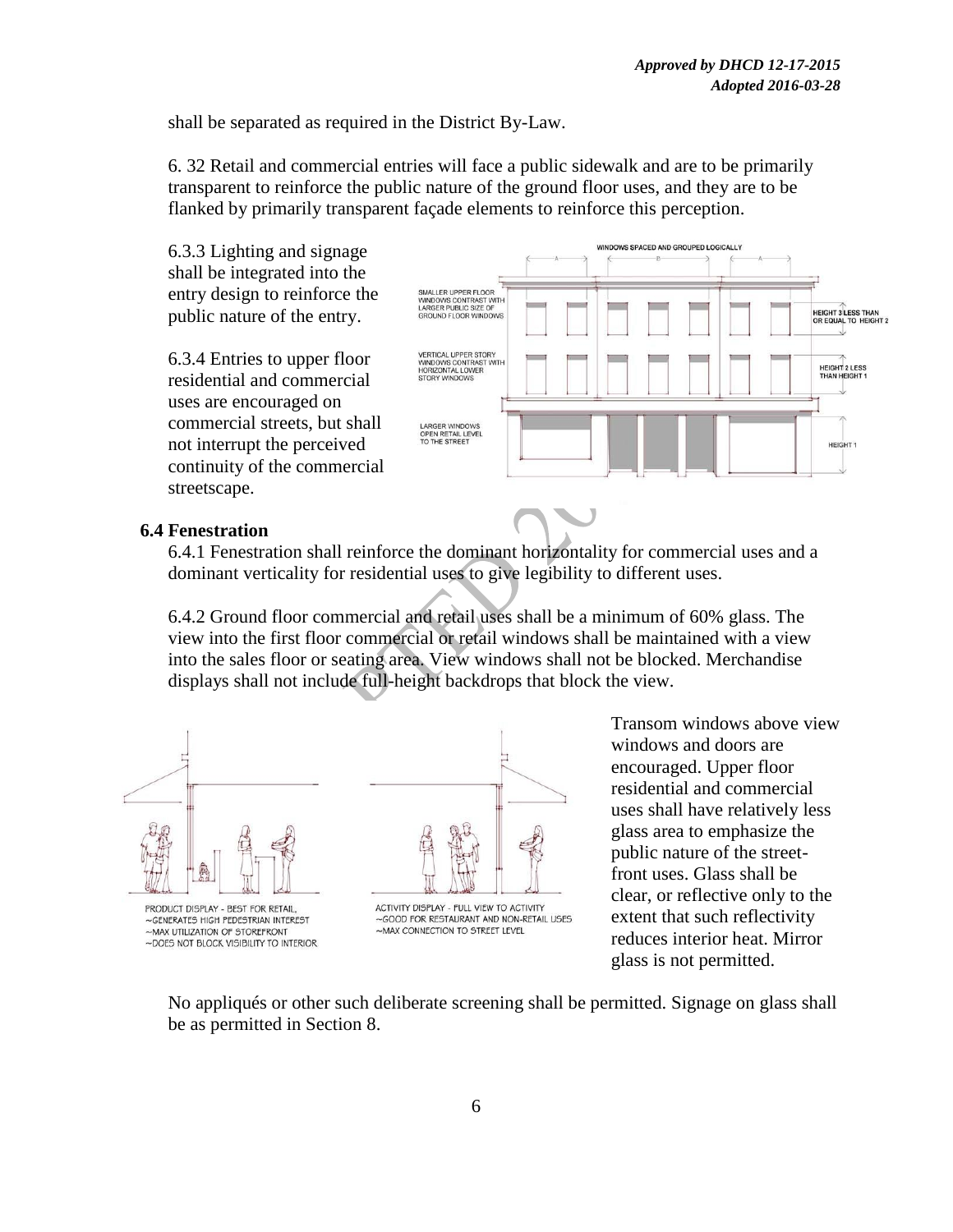shall be separated as required in the District By-Law.

6. 32 Retail and commercial entries will face a public sidewalk and are to be primarily transparent to reinforce the public nature of the ground floor uses, and they are to be flanked by primarily transparent façade elements to reinforce this perception.

6.3.3 Lighting and signage shall be integrated into the entry design to reinforce the public nature of the entry.

6.3.4 Entries to upper floor residential and commercial uses are encouraged on commercial streets, but shall not interrupt the perceived continuity of the commercial streetscape.

### 6.4 Fenestration

6.4.1 Fenestration shall reinforce the dominant horizontality for commercial uses and a dominant verticality for residential uses to give legibility to different uses.

6.4.2 Ground floor commercial and retail uses shall be a minimum of 60% glass. The view into the first floor commercial or retail windows shall be maintained with a view into the sales floor or seating area. View windows shall not be blocked. Merchandise displays shall not include full-height backdrops that block the view.

Transom windows above view windows and doors are encouraged. Upper floor residential and commercial uses shall have relatively less glass area to emphasize the public nature of the street-front uses. Glass shall be clear, or reflective only to the extent that such reflectivity reduces interior heat. Mirror glass is not permitted.

No appliqués or other such deliberate screening shall be permitted. Signage on glass shall be as permitted in Section 8.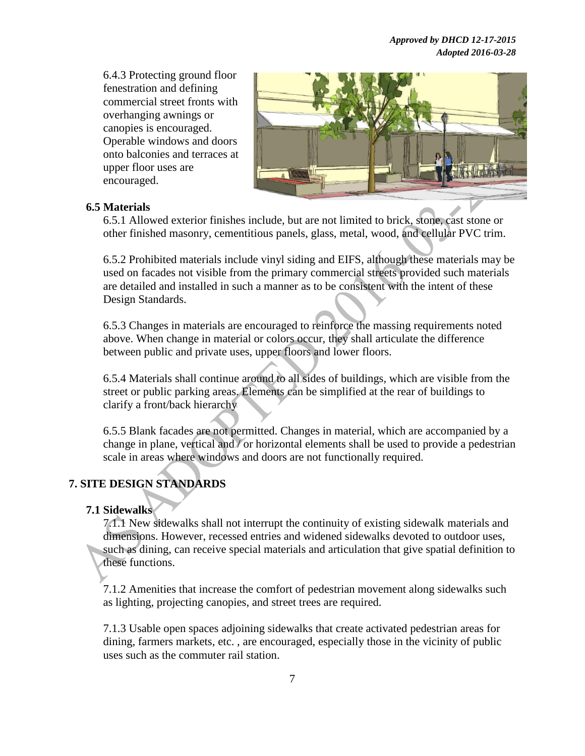6.4.3 Protecting ground floor fenestration and defining commercial street fronts with overhanging awnings or canopies is encouraged. Operable windows and doors onto balconies and terraces at upper floor uses are encouraged.

### 6.5 Materials

6.5.1 Allowed exterior finishes include, but are not limited to brick, stone, cast stone or other finished masonry, cementitious panels, glass, metal, wood, and cellular PVC trim.

6.5.2 Prohibited materials include vinyl siding and EIFS, although these materials may be used on facades not visible from the primary commercial streets provided such materials are detailed and installed in such a manner as to be consistent with the intent of these Design Standards.

6.5.3 Changes in materials are encouraged to reinforce the massing requirements noted above. When change in material or colors occur, they shall articulate the difference between public and private uses, upper floors and lower floors.

6.5.4 Materials shall continue around to all sides of buildings, which are visible from the street or public parking areas. Elements can be simplified at the rear of buildings to clarify a front/back hierarchy

6.5.5 Blank facades are not permitted. Changes in material, which are accompanied by a change in plane, vertical and / or horizontal elements shall be used to provide a pedestrian scale in areas where windows and doors are not functionally required.

## 7. SITE DESIGN STANDARDS

### 7.1 Sidewalks

7.1.1 New sidewalks shall not interrupt the continuity of existing sidewalk materials and dimensions. However, recessed entries and widened sidewalks devoted to outdoor uses, such as dining, can receive special materials and articulation that give spatial definition to these functions.

7.1.2 Amenities that increase the comfort of pedestrian movement along sidewalks such as lighting, projecting canopies, and street trees are required.

7.1.3 Usable open spaces adjoining sidewalks that create activated pedestrian areas for dining, farmers markets, etc. , are encouraged, especially those in the vicinity of public uses such as the commuter rail station.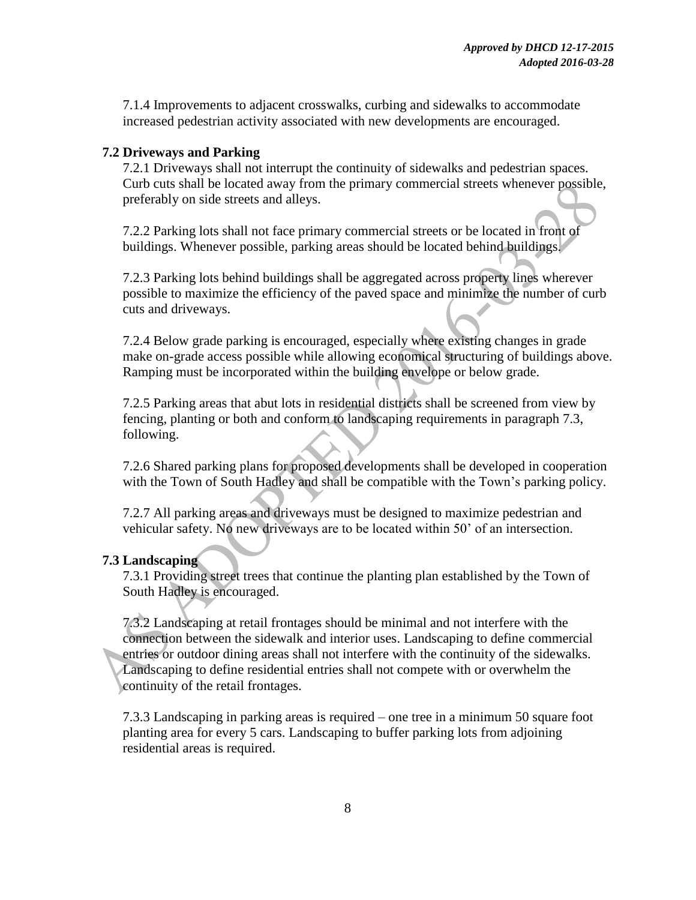7.1.4 Improvements to adjacent crosswalks, curbing and sidewalks to accommodate increased pedestrian activity associated with new developments are encouraged.

**7.2 Driveways and Parking**

7.2.1 Driveways shall not interrupt the continuity of sidewalks and pedestrian spaces. Curb cuts shall be located away from the primary commercial streets whenever possible, preferably on side streets and alleys.

7.2.2 Parking lots shall not face primary commercial streets or be located in front of buildings. Whenever possible, parking areas should be located behind buildings.

7.2.3 Parking lots behind buildings shall be aggregated across property lines wherever possible to maximize the efficiency of the paved space and minimize the number of curb cuts and driveways.

7.2.4 Below grade parking is encouraged, especially where existing changes in grade make on-grade access possible while allowing economical structuring of buildings above. Ramping must be incorporated within the building envelope or below grade.

7.2.5 Parking areas that abut lots in residential districts shall be screened from view by fencing, planting or both and conform to landscaping requirements in paragraph 7.3, following.

7.2.6 Shared parking plans for proposed developments shall be developed in cooperation with the Town of South Hadley and shall be compatible with the Town's parking policy.

7.2.7 All parking areas and driveways must be designed to maximize pedestrian and vehicular safety. No new driveways are to be located within 50' of an intersection.

**7.3 Landscaping**

7.3.1 Providing street trees that continue the planting plan established by the Town of South Hadley is encouraged.

7.3.2 Landscaping at retail frontages should be minimal and not interfere with the connection between the sidewalk and interior uses. Landscaping to define commercial entries or outdoor dining areas shall not interfere with the continuity of the sidewalks. Landscaping to define residential entries shall not compete with or overwhelm the continuity of the retail frontages.

7.3.3 Landscaping in parking areas is required – one tree in a minimum 50 square foot planting area for every 5 cars. Landscaping to buffer parking lots from adjoining residential areas is required.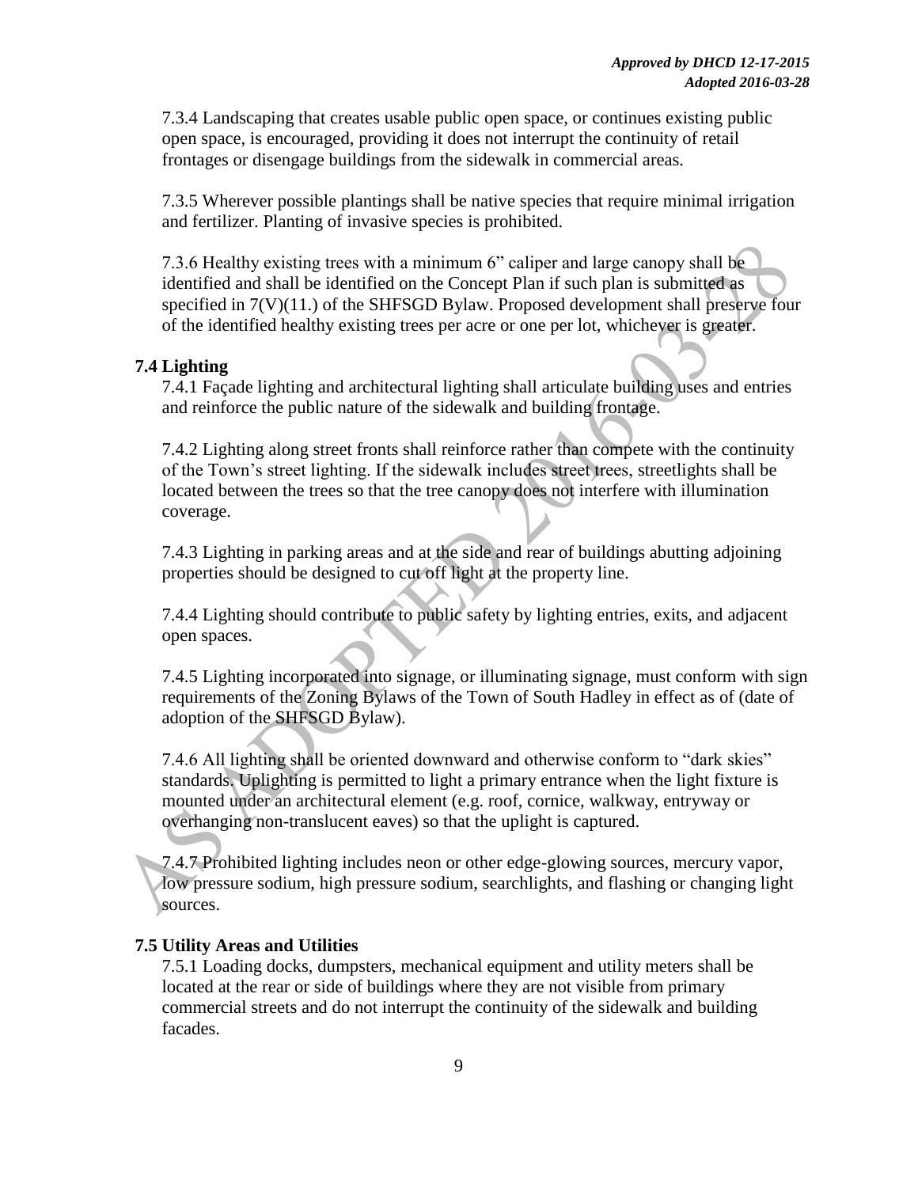7.3.4 Landscaping that creates usable public open space, or continues existing public open space, is encouraged, providing it does not interrupt the continuity of retail frontages or disengage buildings from the sidewalk in commercial areas.

7.3.5 Wherever possible plantings shall be native species that require minimal irrigation and fertilizer. Planting of invasive species is prohibited.

7.3.6 Healthy existing trees with a minimum 6" caliper and large canopy shall be identified and shall be identified on the Concept Plan if such plan is submitted as specified in 7(V)(11.) of the SHFSGD Bylaw. Proposed development shall preserve four of the identified healthy existing trees per acre or one per lot, whichever is greater.

### 7.4 Lighting

7.4.1 Façade lighting and architectural lighting shall articulate building uses and entries and reinforce the public nature of the sidewalk and building frontage.

7.4.2 Lighting along street fronts shall reinforce rather than compete with the continuity of the Town's street lighting. If the sidewalk includes street trees, streetlights shall be located between the trees so that the tree canopy does not interfere with illumination coverage.

7.4.3 Lighting in parking areas and at the side and rear of buildings abutting adjoining properties should be designed to cut off light at the property line.

7.4.4 Lighting should contribute to public safety by lighting entries, exits, and adjacent open spaces.

7.4.5 Lighting incorporated into signage, or illuminating signage, must conform with sign requirements of the Zoning Bylaws of the Town of South Hadley in effect as of (date of adoption of the SHFSGD Bylaw).

7.4.6 All lighting shall be oriented downward and otherwise conform to "dark skies" standards. Uplighting is permitted to light a primary entrance when the light fixture is mounted under an architectural element (e.g. roof, cornice, walkway, entryway or overhanging non-translucent eaves) so that the uplight is captured.

7.4.7 Prohibited lighting includes neon or other edge-glowing sources, mercury vapor, low pressure sodium, high pressure sodium, searchlights, and flashing or changing light sources.

### 7.5 Utility Areas and Utilities

7.5.1 Loading docks, dumpsters, mechanical equipment and utility meters shall be located at the rear or side of buildings where they are not visible from primary commercial streets and do not interrupt the continuity of the sidewalk and building facades.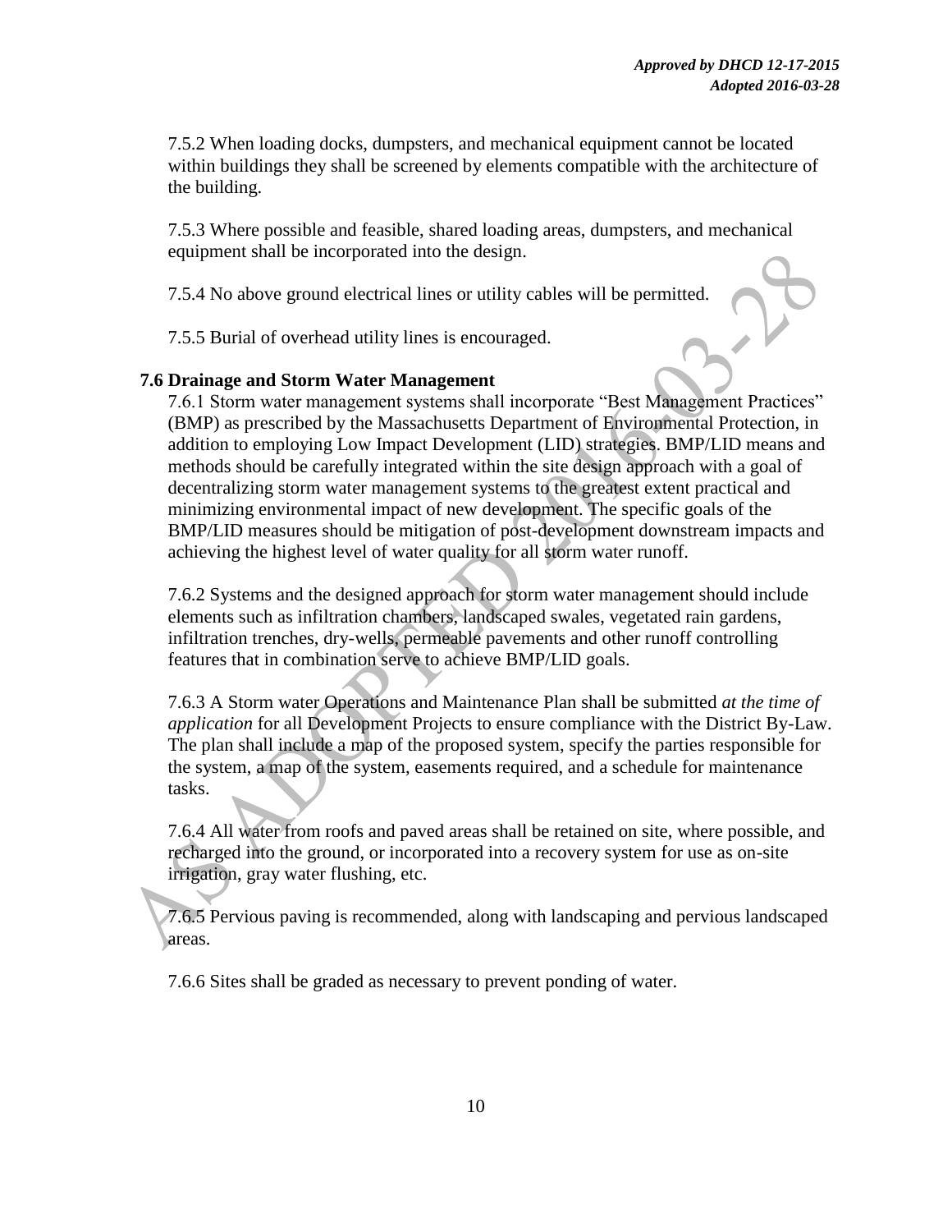7.5.2 When loading docks, dumpsters, and mechanical equipment cannot be located within buildings they shall be screened by elements compatible with the architecture of the building.

7.5.3 Where possible and feasible, shared loading areas, dumpsters, and mechanical equipment shall be incorporated into the design.

7.5.4 No above ground electrical lines or utility cables will be permitted.

7.5.5 Burial of overhead utility lines is encouraged.

### 7.6 Drainage and Storm Water Management

7.6.1 Storm water management systems shall incorporate "Best Management Practices" (BMP) as prescribed by the Massachusetts Department of Environmental Protection, in addition to employing Low Impact Development (LID) strategies. BMP/LID means and methods should be carefully integrated within the site design approach with a goal of decentralizing storm water management systems to the greatest extent practical and minimizing environmental impact of new development. The specific goals of the BMP/LID measures should be mitigation of post-development downstream impacts and achieving the highest level of water quality for all storm water runoff.

7.6.2 Systems and the designed approach for storm water management should include elements such as infiltration chambers, landscaped swales, vegetated rain gardens, infiltration trenches, dry-wells, permeable pavements and other runoff controlling features that in combination serve to achieve BMP/LID goals.

7.6.3 A Storm water Operations and Maintenance Plan shall be submitted *at the time of application* for all Development Projects to ensure compliance with the District By-Law. The plan shall include a map of the proposed system, specify the parties responsible for the system, a map of the system, easements required, and a schedule for maintenance tasks.

7.6.4 All water from roofs and paved areas shall be retained on site, where possible, and recharged into the ground, or incorporated into a recovery system for use as on-site irrigation, gray water flushing, etc.

7.6.5 Pervious paving is recommended, along with landscaping and pervious landscaped areas.

7.6.6 Sites shall be graded as necessary to prevent ponding of water.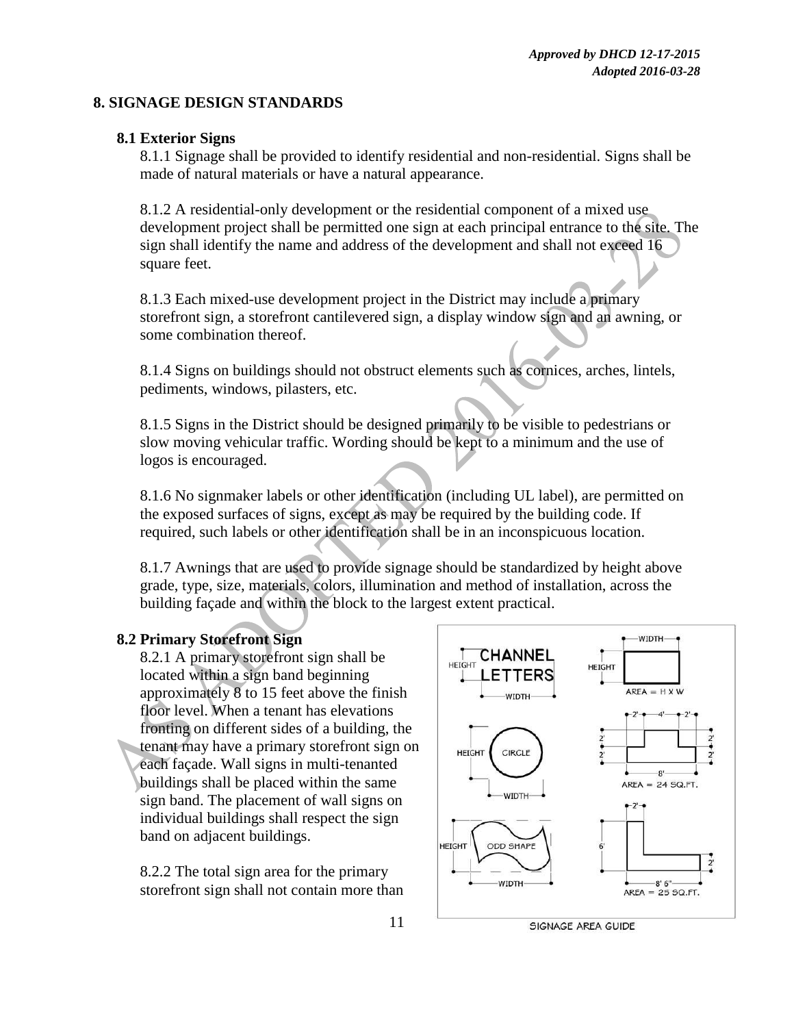*Approved by DHCD 12-17-2015*
*Adopted 2016-03-28*

## 8. SIGNAGE DESIGN STANDARDS

### 8.1 Exterior Signs

8.1.1 Signage shall be provided to identify residential and non-residential. Signs shall be made of natural materials or have a natural appearance.

8.1.2 A residential-only development or the residential component of a mixed use development project shall be permitted one sign at each principal entrance to the site. The sign shall identify the name and address of the development and shall not exceed 16 square feet.

8.1.3 Each mixed-use development project in the District may include a primary storefront sign, a storefront cantilevered sign, a display window sign and an awning, or some combination thereof.

8.1.4 Signs on buildings should not obstruct elements such as cornices, arches, lintels, pediments, windows, pilasters, etc.

8.1.5 Signs in the District should be designed primarily to be visible to pedestrians or slow moving vehicular traffic. Wording should be kept to a minimum and the use of logos is encouraged.

8.1.6 No signmaker labels or other identification (including UL label), are permitted on the exposed surfaces of signs, except as may be required by the building code. If required, such labels or other identification shall be in an inconspicuous location.

8.1.7 Awnings that are used to provide signage should be standardized by height above grade, type, size, materials, colors, illumination and method of installation, across the building façade and within the block to the largest extent practical.

### 8.2 Primary Storefront Sign

8.2.1 A primary storefront sign shall be located within a sign band beginning approximately 8 to 15 feet above the finish floor level. When a tenant has elevations fronting on different sides of a building, the tenant may have a primary storefront sign on each façade. Wall signs in multi-tenanted buildings shall be placed within the same sign band. The placement of wall signs on individual buildings shall respect the sign band on adjacent buildings.

8.2.2 The total sign area for the primary storefront sign shall not contain more than

SIGNAGE AREA GUIDE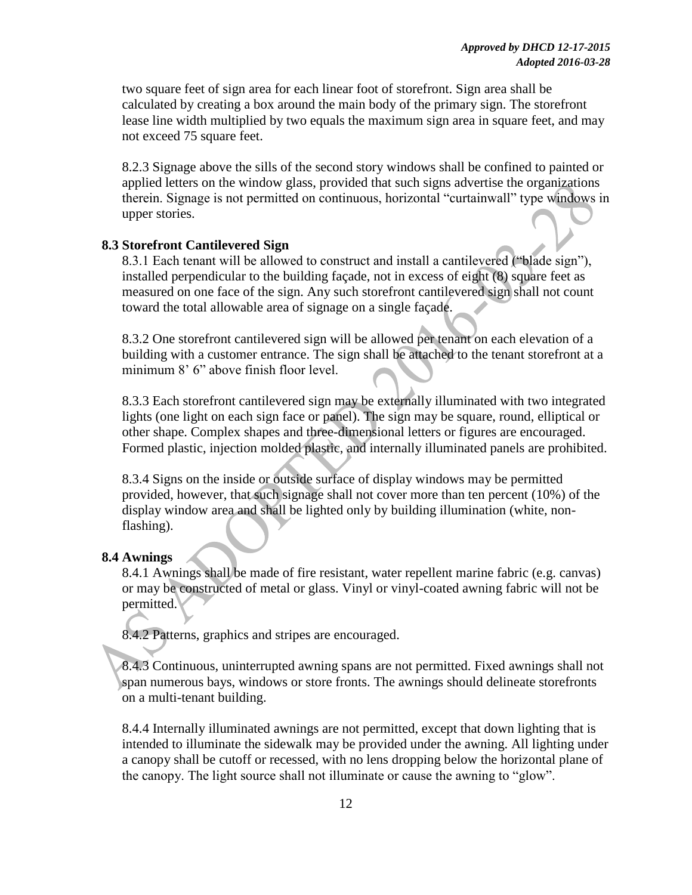two square feet of sign area for each linear foot of storefront. Sign area shall be calculated by creating a box around the main body of the primary sign. The storefront lease line width multiplied by two equals the maximum sign area in square feet, and may not exceed 75 square feet.

8.2.3 Signage above the sills of the second story windows shall be confined to painted or applied letters on the window glass, provided that such signs advertise the organizations therein. Signage is not permitted on continuous, horizontal "curtainwall" type windows in upper stories.

### 8.3 Storefront Cantilevered Sign

8.3.1 Each tenant will be allowed to construct and install a cantilevered ("blade sign"), installed perpendicular to the building façade, not in excess of eight (8) square feet as measured on one face of the sign. Any such storefront cantilevered sign shall not count toward the total allowable area of signage on a single façade.

8.3.2 One storefront cantilevered sign will be allowed per tenant on each elevation of a building with a customer entrance. The sign shall be attached to the tenant storefront at a minimum 8' 6" above finish floor level.

8.3.3 Each storefront cantilevered sign may be externally illuminated with two integrated lights (one light on each sign face or panel). The sign may be square, round, elliptical or other shape. Complex shapes and three-dimensional letters or figures are encouraged. Formed plastic, injection molded plastic, and internally illuminated panels are prohibited.

8.3.4 Signs on the inside or outside surface of display windows may be permitted provided, however, that such signage shall not cover more than ten percent (10%) of the display window area and shall be lighted only by building illumination (white, non-flashing).

### 8.4 Awnings

8.4.1 Awnings shall be made of fire resistant, water repellent marine fabric (e.g. canvas) or may be constructed of metal or glass. Vinyl or vinyl-coated awning fabric will not be permitted.

8.4.2 Patterns, graphics and stripes are encouraged.

8.4.3 Continuous, uninterrupted awning spans are not permitted. Fixed awnings shall not span numerous bays, windows or store fronts. The awnings should delineate storefronts on a multi-tenant building.

8.4.4 Internally illuminated awnings are not permitted, except that down lighting that is intended to illuminate the sidewalk may be provided under the awning. All lighting under a canopy shall be cutoff or recessed, with no lens dropping below the horizontal plane of the canopy. The light source shall not illuminate or cause the awning to "glow".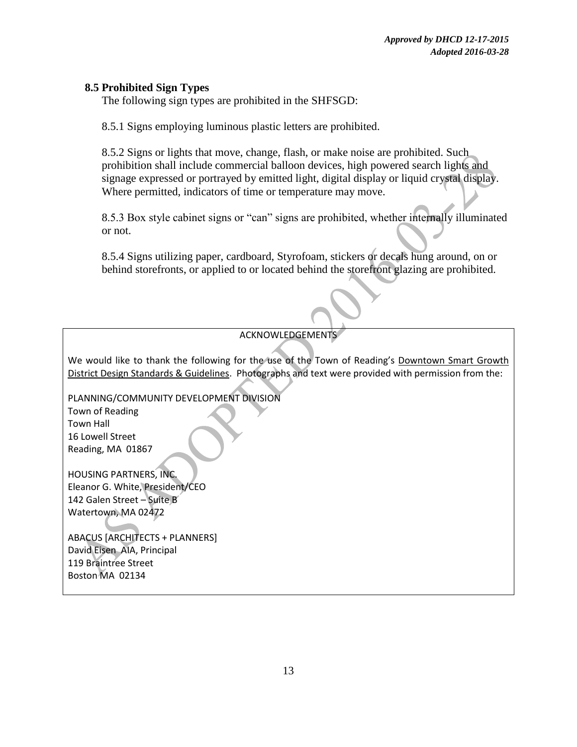### 8.5 Prohibited Sign Types

The following sign types are prohibited in the SHFSGD:

8.5.1 Signs employing luminous plastic letters are prohibited.

8.5.2 Signs or lights that move, change, flash, or make noise are prohibited. Such prohibition shall include commercial balloon devices, high powered search lights and signage expressed or portrayed by emitted light, digital display or liquid crystal display. Where permitted, indicators of time or temperature may move.

8.5.3 Box style cabinet signs or "can" signs are prohibited, whether internally illuminated or not.

8.5.4 Signs utilizing paper, cardboard, Styrofoam, stickers or decals hung around, on or behind storefronts, or applied to or located behind the storefront glazing are prohibited.

ACKNOWLEDGEMENTS

We would like to thank the following for the use of the Town of Reading's Downtown Smart Growth District Design Standards & Guidelines. Photographs and text were provided with permission from the:

PLANNING/COMMUNITY DEVELOPMENT DIVISION
Town of Reading
Town Hall
16 Lowell Street
Reading, MA 01867

HOUSING PARTNERS, INC.
Eleanor G. White, President/CEO
142 Galen Street – Suite B
Watertown, MA 02472

ABACUS [ARCHITECTS + PLANNERS]
David Eisen AIA, Principal
119 Braintree Street
Boston MA 02134